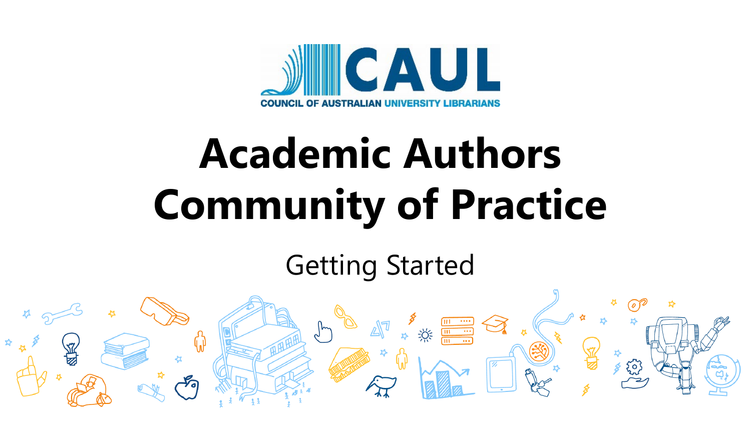COUNCIL OF AUSTRALIAN UNIVERSITY LIBRARIANS

# Academic Authors Community of Practice

## Getting Started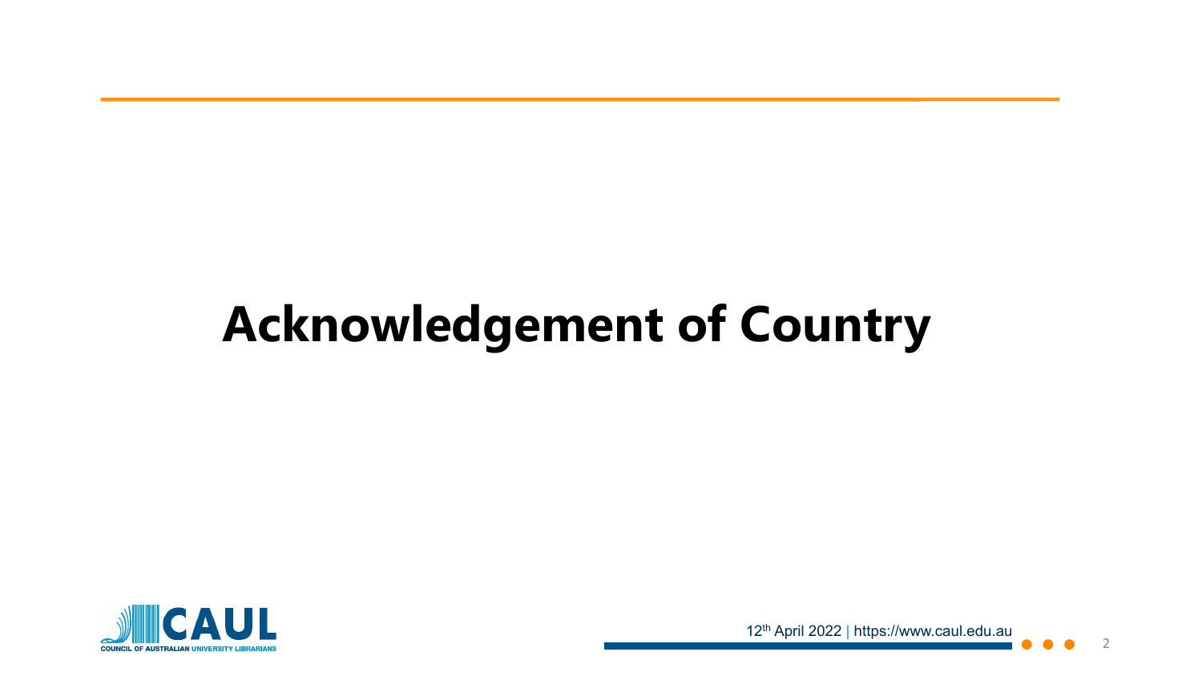# Acknowledgement of Country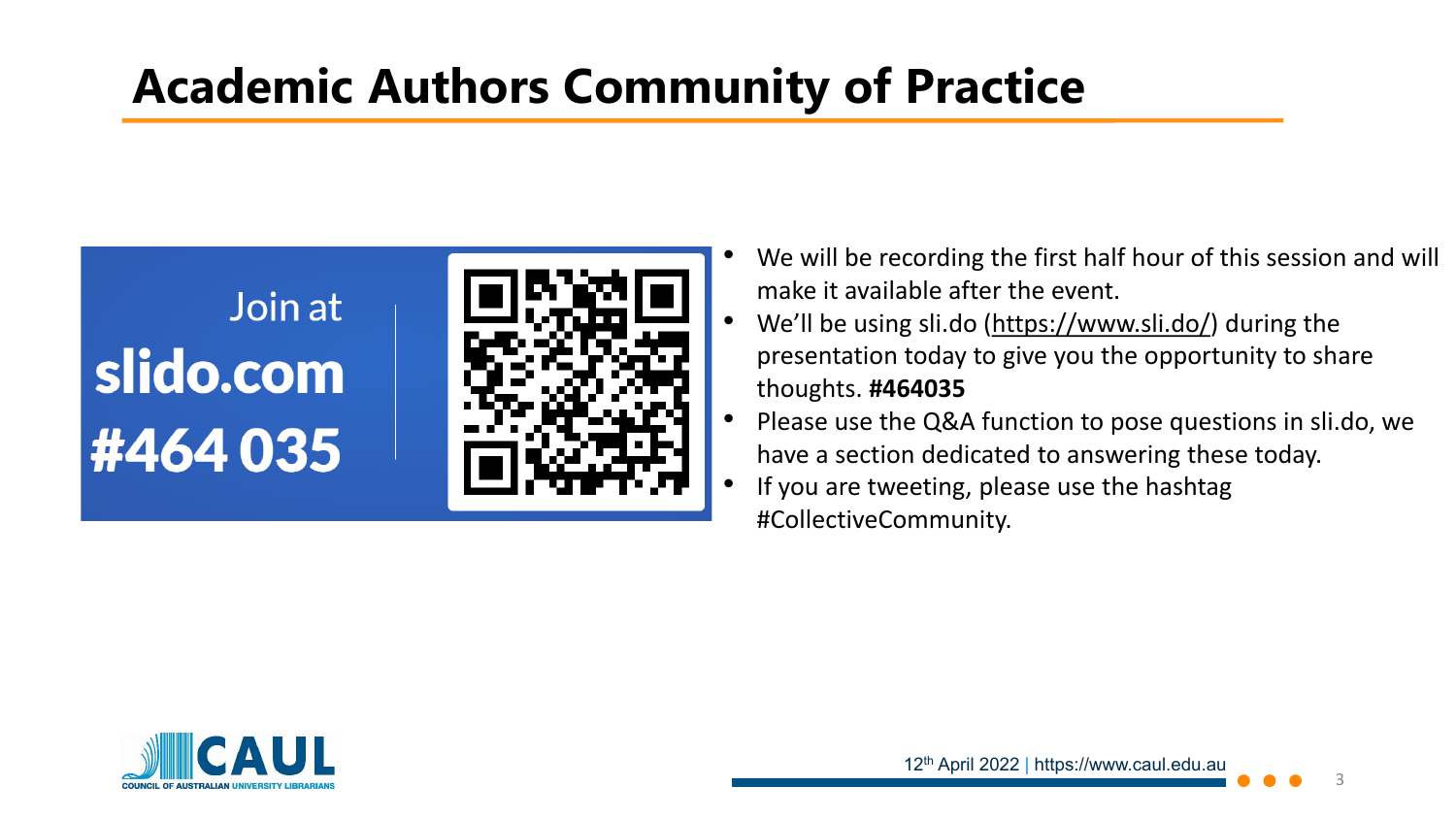# Academic Authors Community of Practice

Join at
**slido.com**
**#464 035**

- We will be recording the first half hour of this session and will make it available after the event.
- We'll be using sli.do (https://www.sli.do/) during the presentation today to give you the opportunity to share thoughts. **#464035**
- Please use the Q&A function to pose questions in sli.do, we have a section dedicated to answering these today.
- If you are tweeting, please use the hashtag #CollectiveCommunity.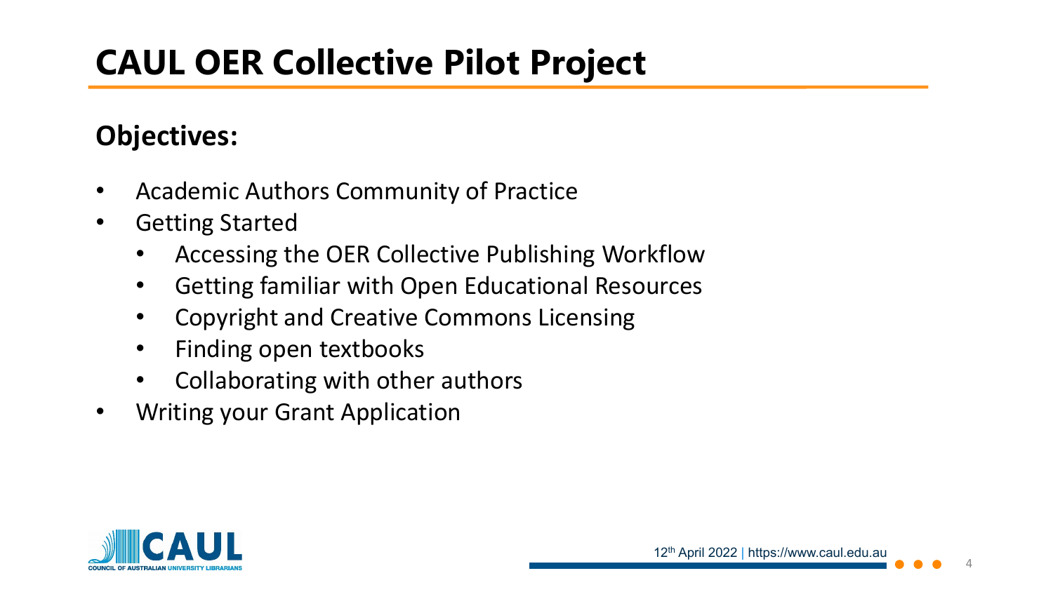# CAUL OER Collective Pilot Project

## Objectives:

- Academic Authors Community of Practice
- Getting Started
  - Accessing the OER Collective Publishing Workflow
  - Getting familiar with Open Educational Resources
  - Copyright and Creative Commons Licensing
  - Finding open textbooks
  - Collaborating with other authors
- Writing your Grant Application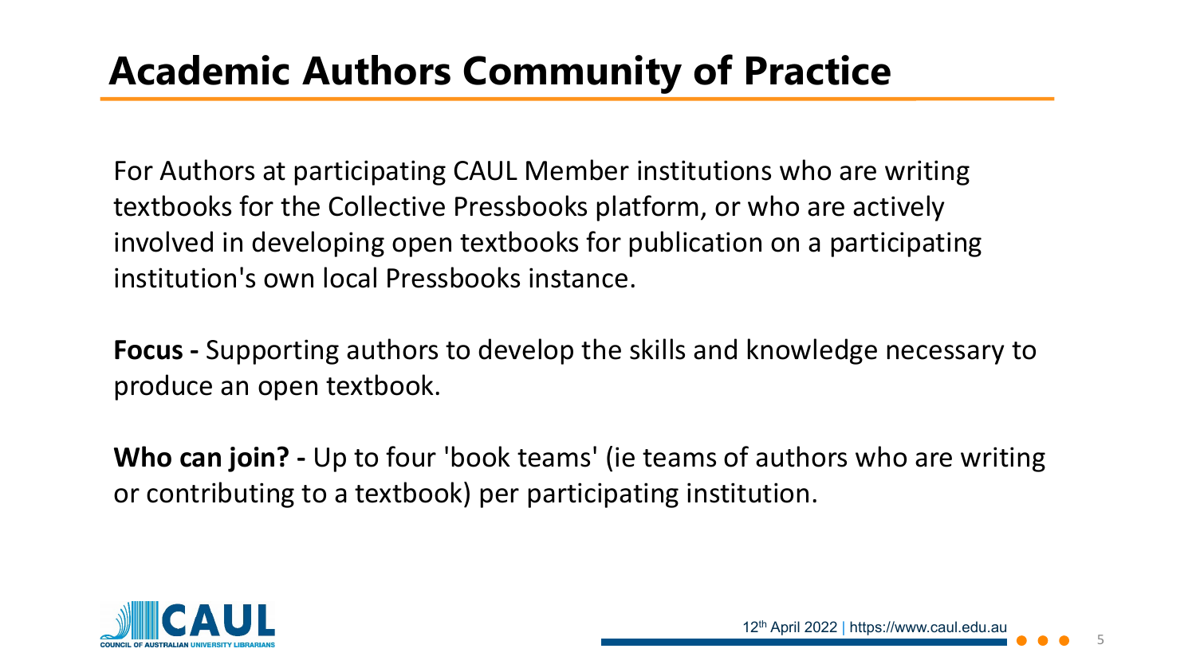# Academic Authors Community of Practice

For Authors at participating CAUL Member institutions who are writing textbooks for the Collective Pressbooks platform, or who are actively involved in developing open textbooks for publication on a participating institution's own local Pressbooks instance.

**Focus -** Supporting authors to develop the skills and knowledge necessary to produce an open textbook.

**Who can join? -** Up to four 'book teams' (ie teams of authors who are writing or contributing to a textbook) per participating institution.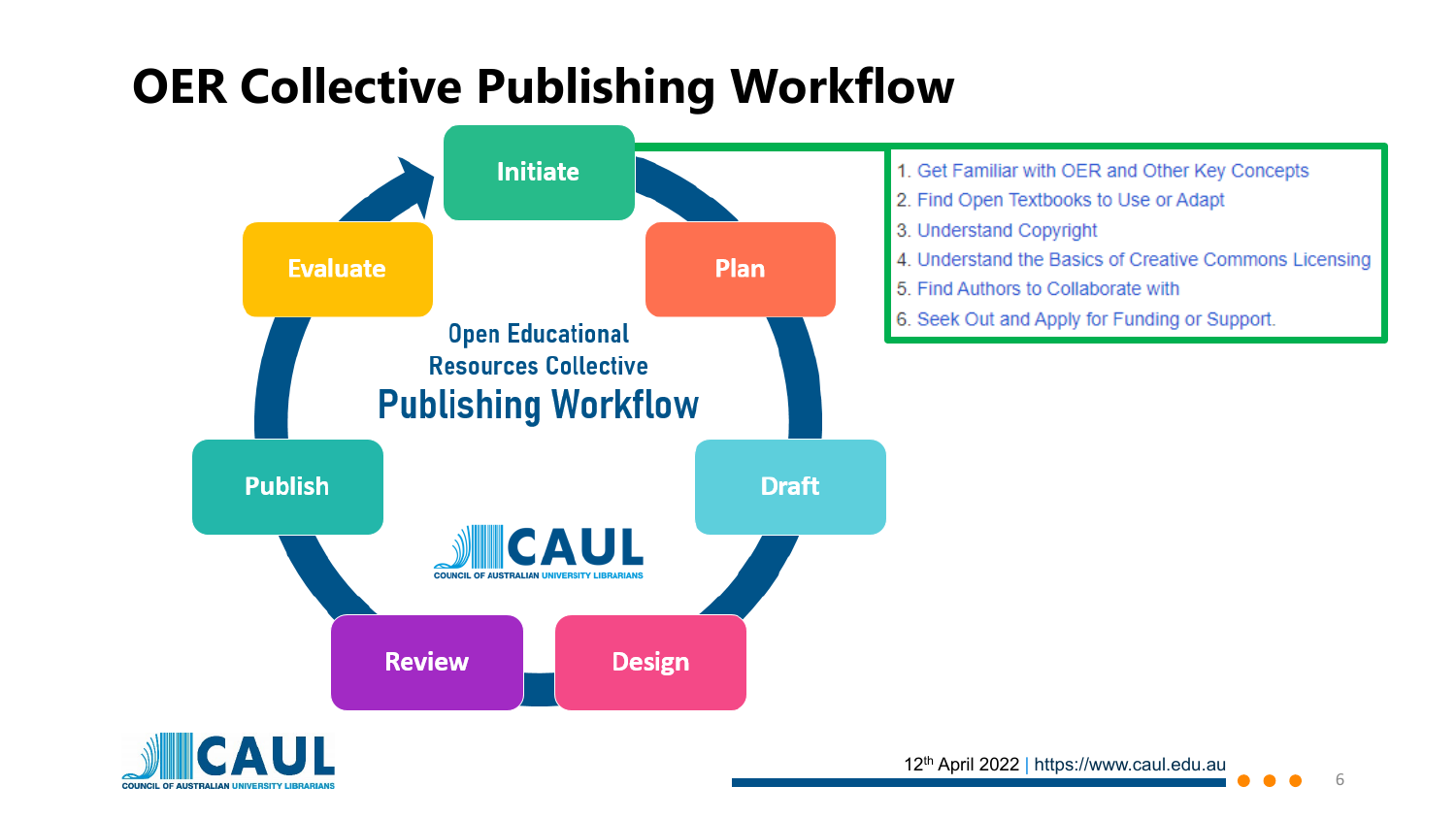# OER Collective Publishing Workflow

Initiate

Plan

Draft

Design

Review

Publish

Evaluate

Open Educational Resources Collective

Publishing Workflow

CAUL

COUNCIL OF AUSTRALIAN UNIVERSITY LIBRARIANS

1. Get Familiar with OER and Other Key Concepts
2. Find Open Textbooks to Use or Adapt
3. Understand Copyright
4. Understand the Basics of Creative Commons Licensing
5. Find Authors to Collaborate with
6. Seek Out and Apply for Funding or Support.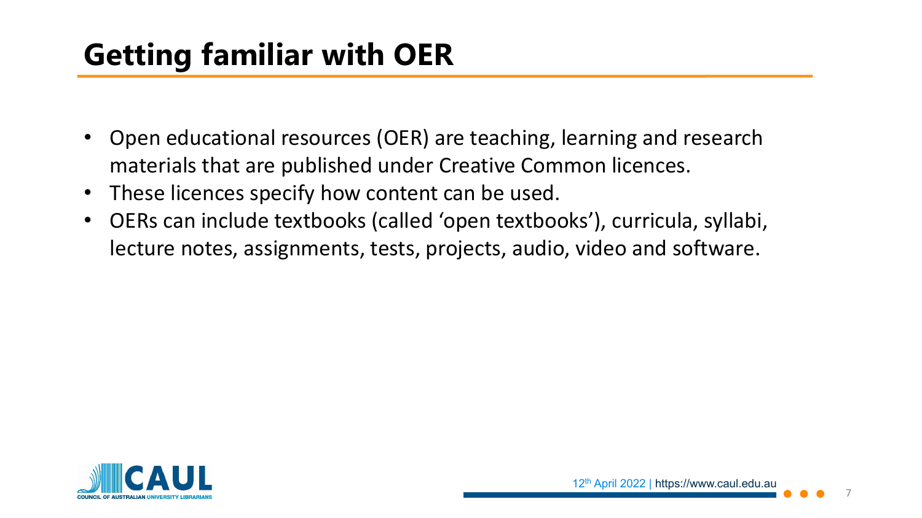# Getting familiar with OER

- Open educational resources (OER) are teaching, learning and research materials that are published under Creative Common licences.
- These licences specify how content can be used.
- OERs can include textbooks (called 'open textbooks'), curricula, syllabi, lecture notes, assignments, tests, projects, audio, video and software.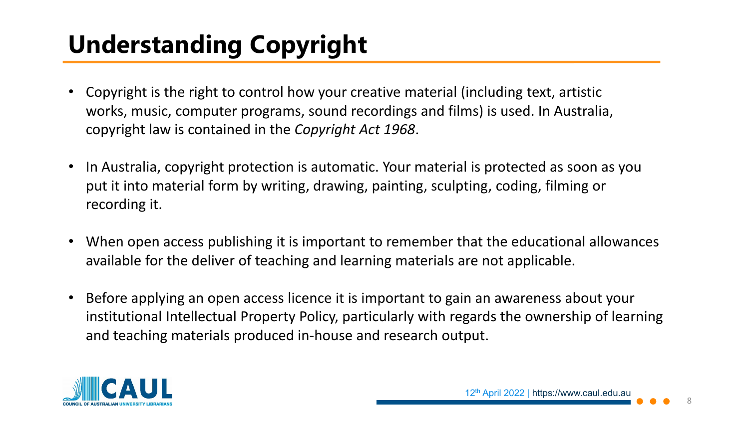# Understanding Copyright

- Copyright is the right to control how your creative material (including text, artistic works, music, computer programs, sound recordings and films) is used. In Australia, copyright law is contained in the *Copyright Act 1968*.
- In Australia, copyright protection is automatic. Your material is protected as soon as you put it into material form by writing, drawing, painting, sculpting, coding, filming or recording it.
- When open access publishing it is important to remember that the educational allowances available for the deliver of teaching and learning materials are not applicable.
- Before applying an open access licence it is important to gain an awareness about your institutional Intellectual Property Policy, particularly with regards the ownership of learning and teaching materials produced in-house and research output.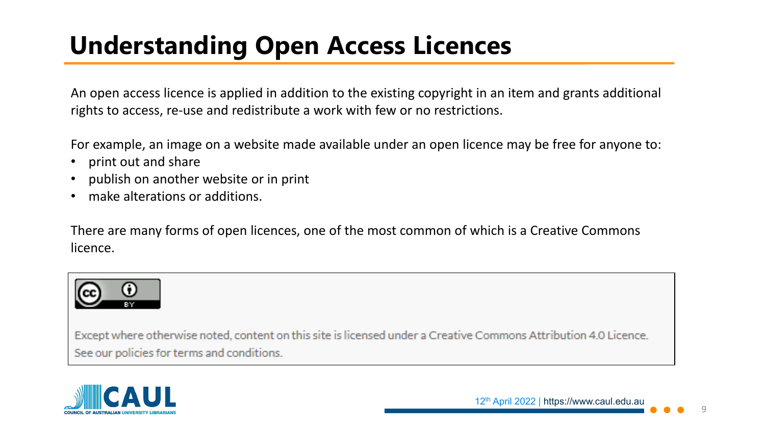# Understanding Open Access Licences

An open access licence is applied in addition to the existing copyright in an item and grants additional rights to access, re-use and redistribute a work with few or no restrictions.

For example, an image on a website made available under an open licence may be free for anyone to:

- print out and share
- publish on another website or in print
- make alterations or additions.

There are many forms of open licences, one of the most common of which is a Creative Commons licence.

Except where otherwise noted, content on this site is licensed under a Creative Commons Attribution 4.0 Licence. See our policies for terms and conditions.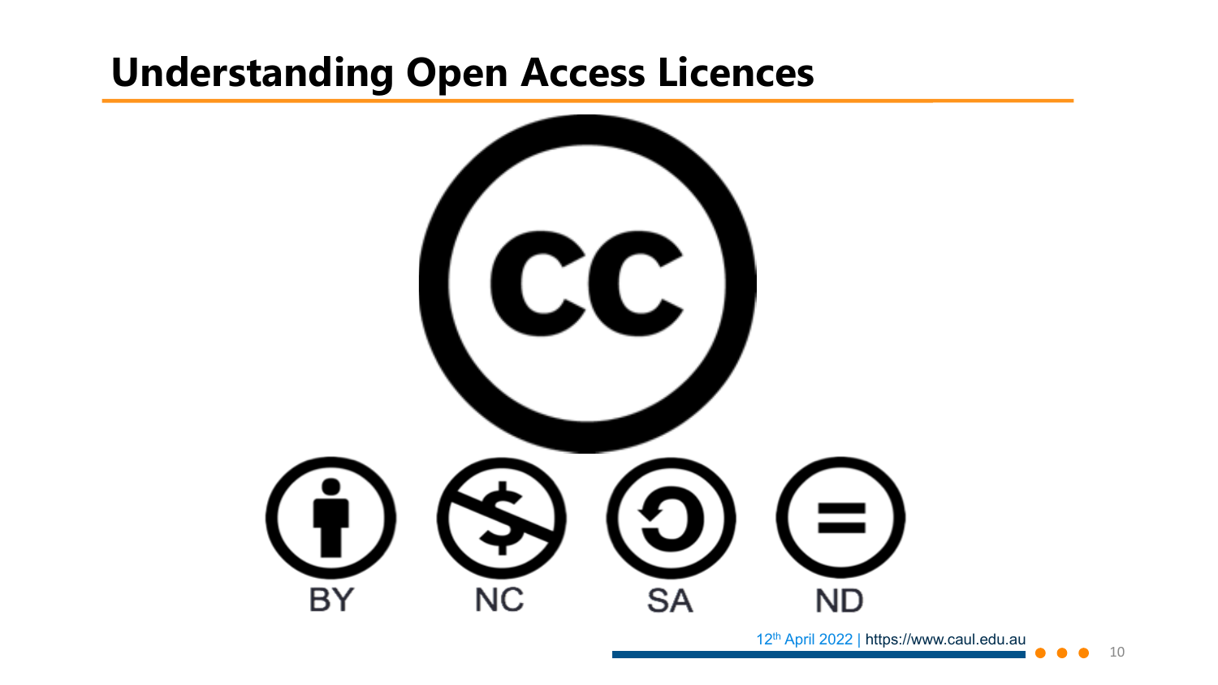# Understanding Open Access Licences

BY NC SA ND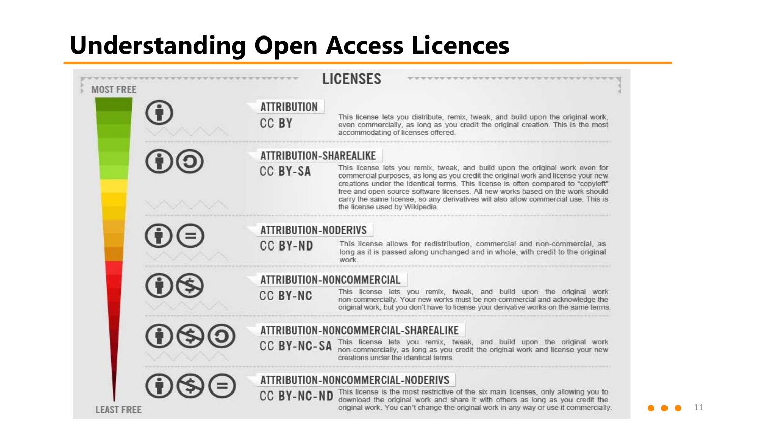# Understanding Open Access Licences

## LICENSES

MOST FREE

### ATTRIBUTION
**CC BY**

This license lets you distribute, remix, tweak, and build upon the original work, even commercially, as long as you credit the original creation. This is the most accommodating of licenses offered.

### ATTRIBUTION-SHAREALIKE
**CC BY-SA**

This license lets you remix, tweak, and build upon the original work even for commercial purposes, as long as you credit the original work and license your new creations under the identical terms. This license is often compared to "copyleft" free and open source software licenses. All new works based on the work should carry the same license, so any derivatives will also allow commercial use. This is the license used by Wikipedia.

### ATTRIBUTION-NODERIVS
**CC BY-ND**

This license allows for redistribution, commercial and non-commercial, as long as it is passed along unchanged and in whole, with credit to the original work.

### ATTRIBUTION-NONCOMMERCIAL
**CC BY-NC**

This license lets you remix, tweak, and build upon the original work non-commercially. Your new works must be non-commercial and acknowledge the original work, but you don't have to license your derivative works on the same terms.

### ATTRIBUTION-NONCOMMERCIAL-SHAREALIKE
**CC BY-NC-SA**

This license lets you remix, tweak, and build upon the original work non-commercially, as long as you credit the original work and license your new creations under the identical terms.

### ATTRIBUTION-NONCOMMERCIAL-NODERIVS
**CC BY-NC-ND**

This license is the most restrictive of the six main licenses, only allowing you to download the original work and share it with others as long as you credit the original work. You can't change the original work in any way or use it commercially.

LEAST FREE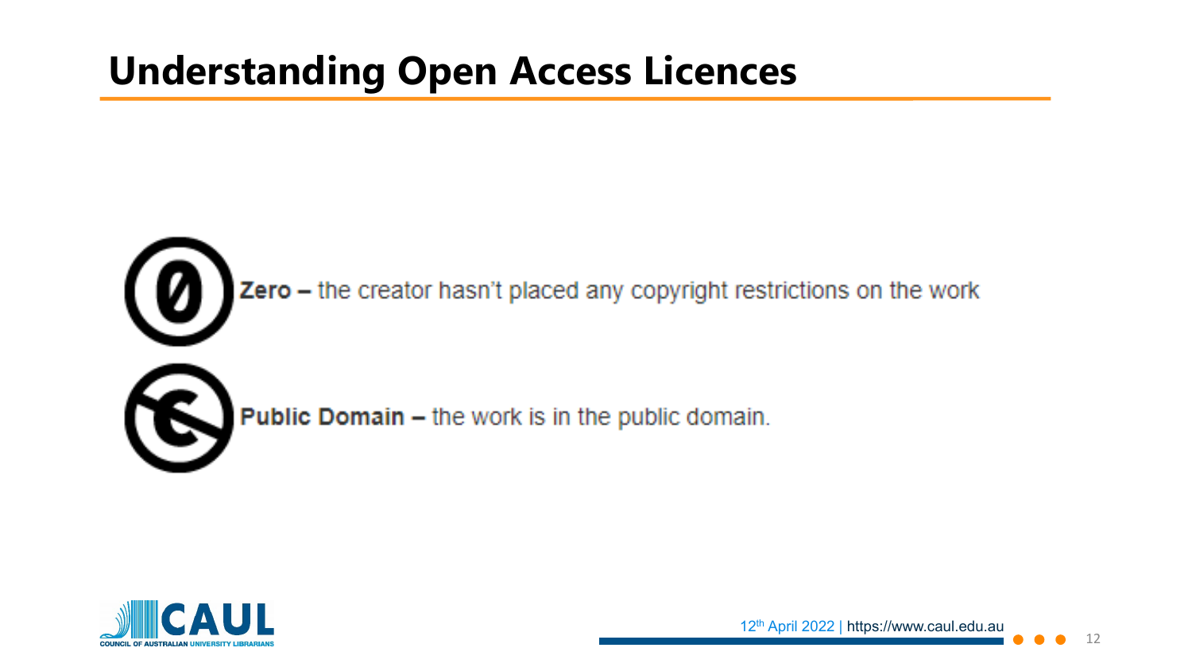# Understanding Open Access Licences

**Zero –** the creator hasn't placed any copyright restrictions on the work

**Public Domain –** the work is in the public domain.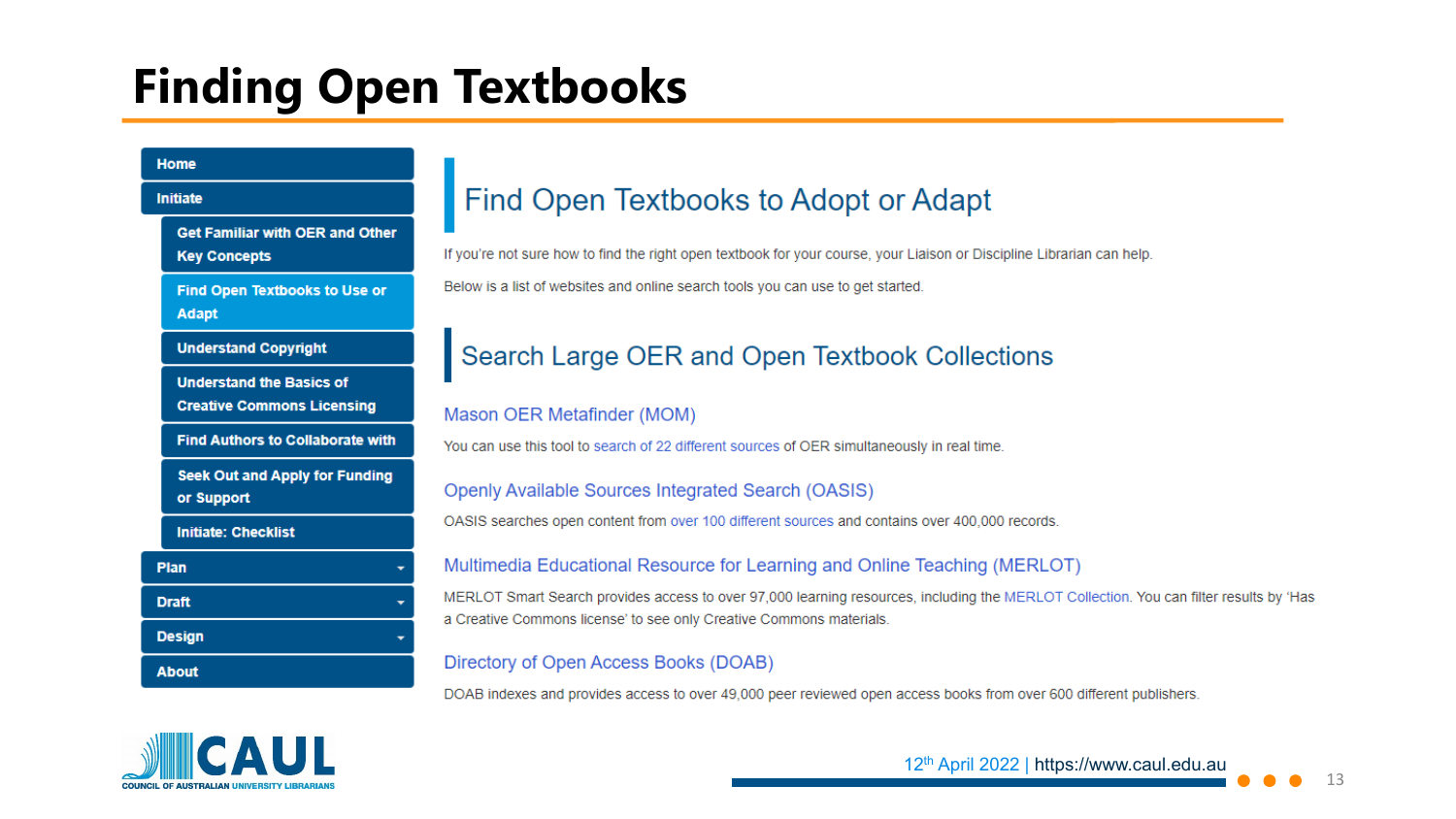# Finding Open Textbooks

- Home
- Initiate
  - Get Familiar with OER and Other Key Concepts
  - Find Open Textbooks to Use or Adapt
  - Understand Copyright
  - Understand the Basics of Creative Commons Licensing
  - Find Authors to Collaborate with
  - Seek Out and Apply for Funding or Support
  - Initiate: Checklist
- Plan
- Draft
- Design
- About

## Find Open Textbooks to Adopt or Adapt

If you're not sure how to find the right open textbook for your course, your Liaison or Discipline Librarian can help.

Below is a list of websites and online search tools you can use to get started.

## Search Large OER and Open Textbook Collections

### Mason OER Metafinder (MOM)

You can use this tool to search of 22 different sources of OER simultaneously in real time.

### Openly Available Sources Integrated Search (OASIS)

OASIS searches open content from over 100 different sources and contains over 400,000 records.

### Multimedia Educational Resource for Learning and Online Teaching (MERLOT)

MERLOT Smart Search provides access to over 97,000 learning resources, including the MERLOT Collection. You can filter results by 'Has a Creative Commons license' to see only Creative Commons materials.

### Directory of Open Access Books (DOAB)

DOAB indexes and provides access to over 49,000 peer reviewed open access books from over 600 different publishers.

12th April 2022 | https://www.caul.edu.au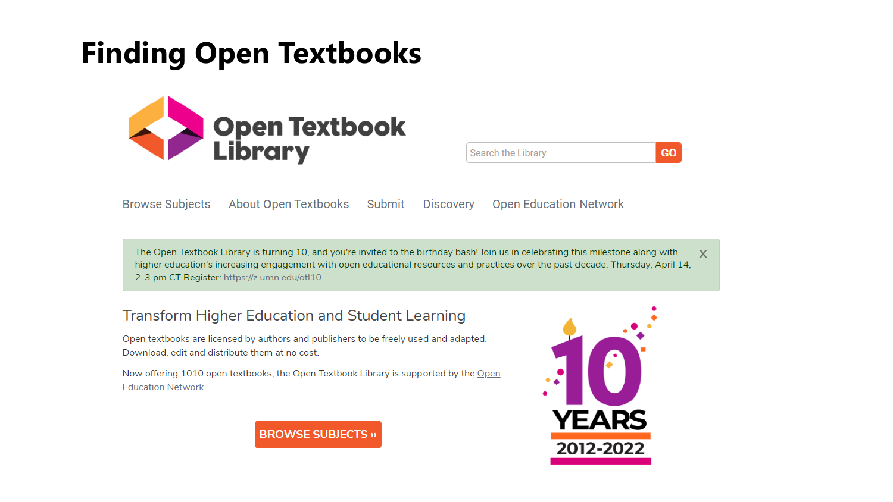# Finding Open Textbooks

Open Textbook Library

Search the Library GO

Browse Subjects | About Open Textbooks | Submit | Discovery | Open Education Network

The Open Textbook Library is turning 10, and you're invited to the birthday bash! Join us in celebrating this milestone along with higher education's increasing engagement with open educational resources and practices over the past decade. Thursday, April 14, 2-3 pm CT Register: https://z.umn.edu/otl10

## Transform Higher Education and Student Learning

Open textbooks are licensed by authors and publishers to be freely used and adapted. Download, edit and distribute them at no cost.

Now offering 1010 open textbooks, the Open Textbook Library is supported by the Open Education Network.

BROWSE SUBJECTS »

10 YEARS 2012-2022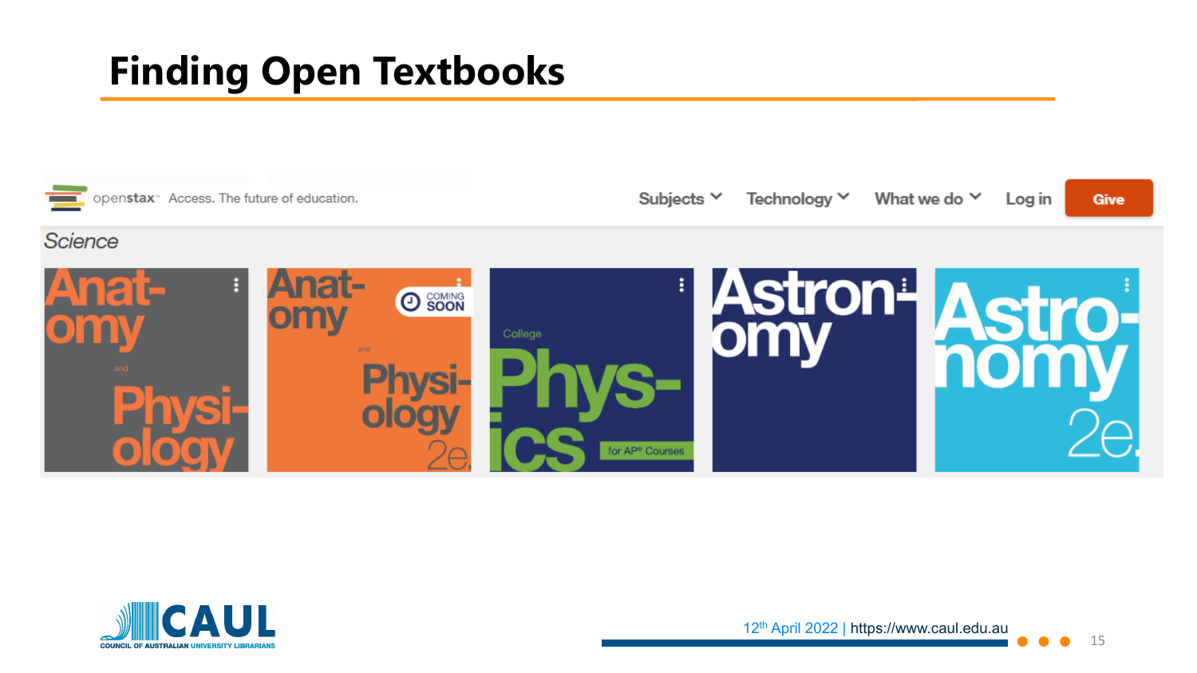# Finding Open Textbooks

openstax Access. The future of education.

Subjects | Technology | What we do | Log in | Give

*Science*

- Anatomy and Physiology
- Anatomy and Physiology 2e (Coming Soon)
- College Physics for AP® Courses
- Astronomy
- Astronomy 2e

12th April 2022 | https://www.caul.edu.au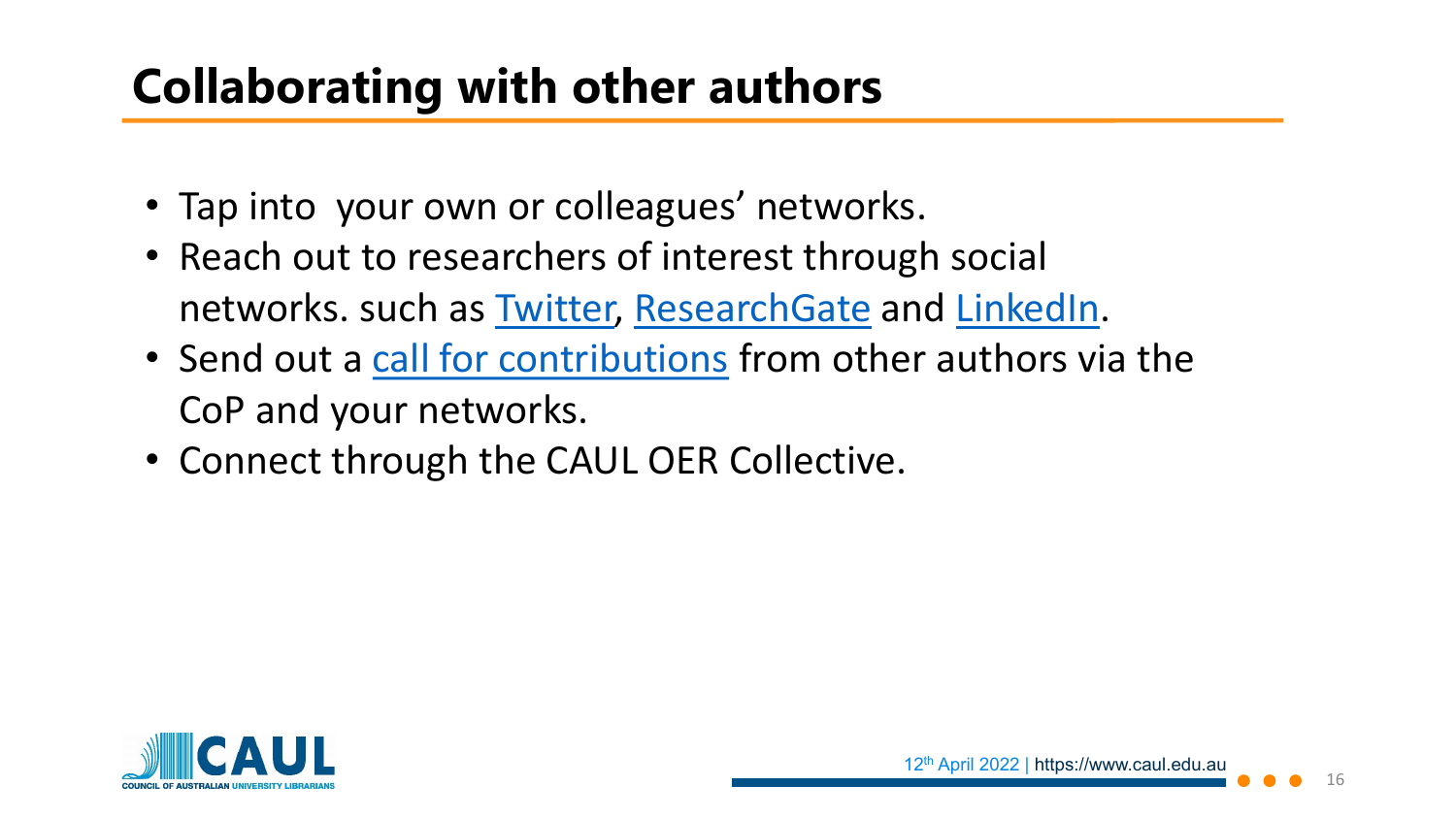# Collaborating with other authors

- Tap into your own or colleagues' networks.
- Reach out to researchers of interest through social networks. such as Twitter, ResearchGate and LinkedIn.
- Send out a call for contributions from other authors via the CoP and your networks.
- Connect through the CAUL OER Collective.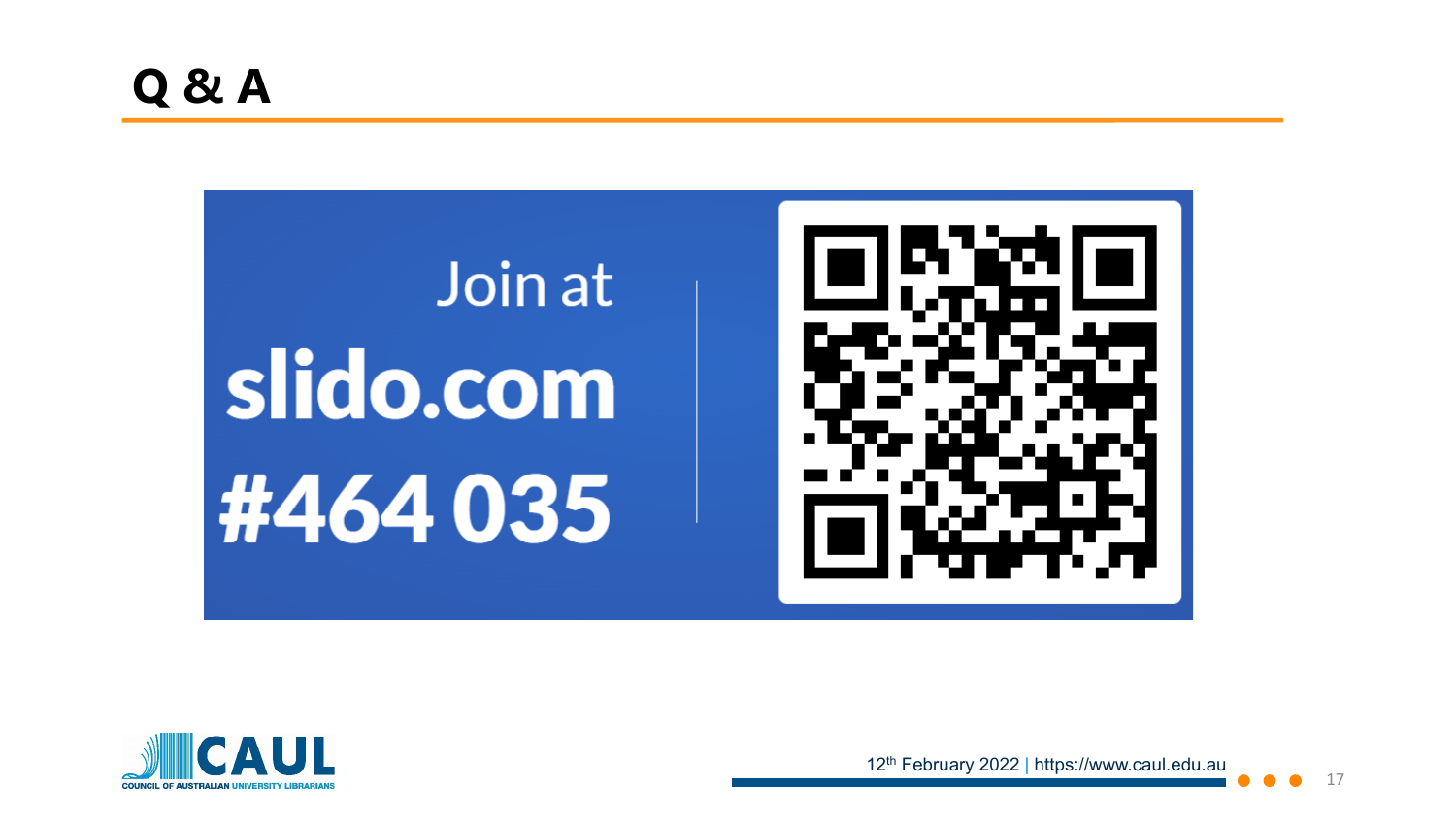# Q & A

Join at

**slido.com**

**#464 035**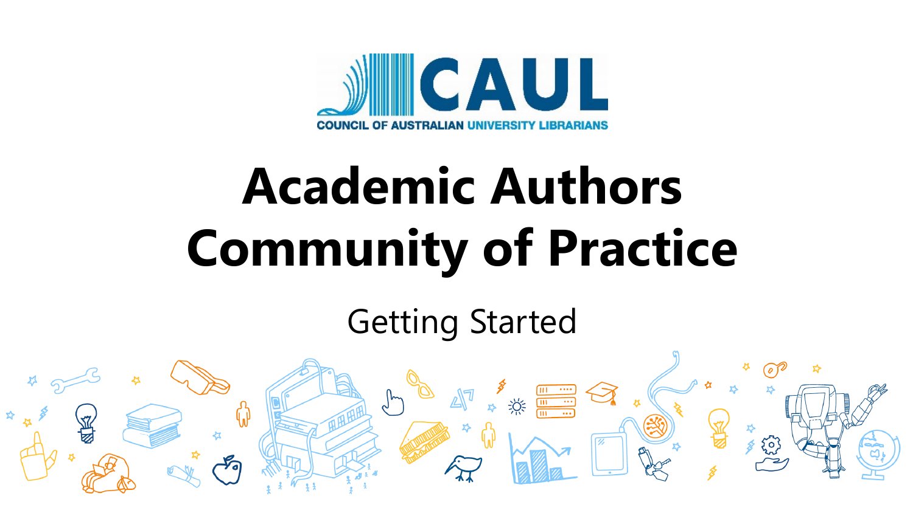COUNCIL OF AUSTRALIAN UNIVERSITY LIBRARIANS

# Academic Authors Community of Practice

Getting Started